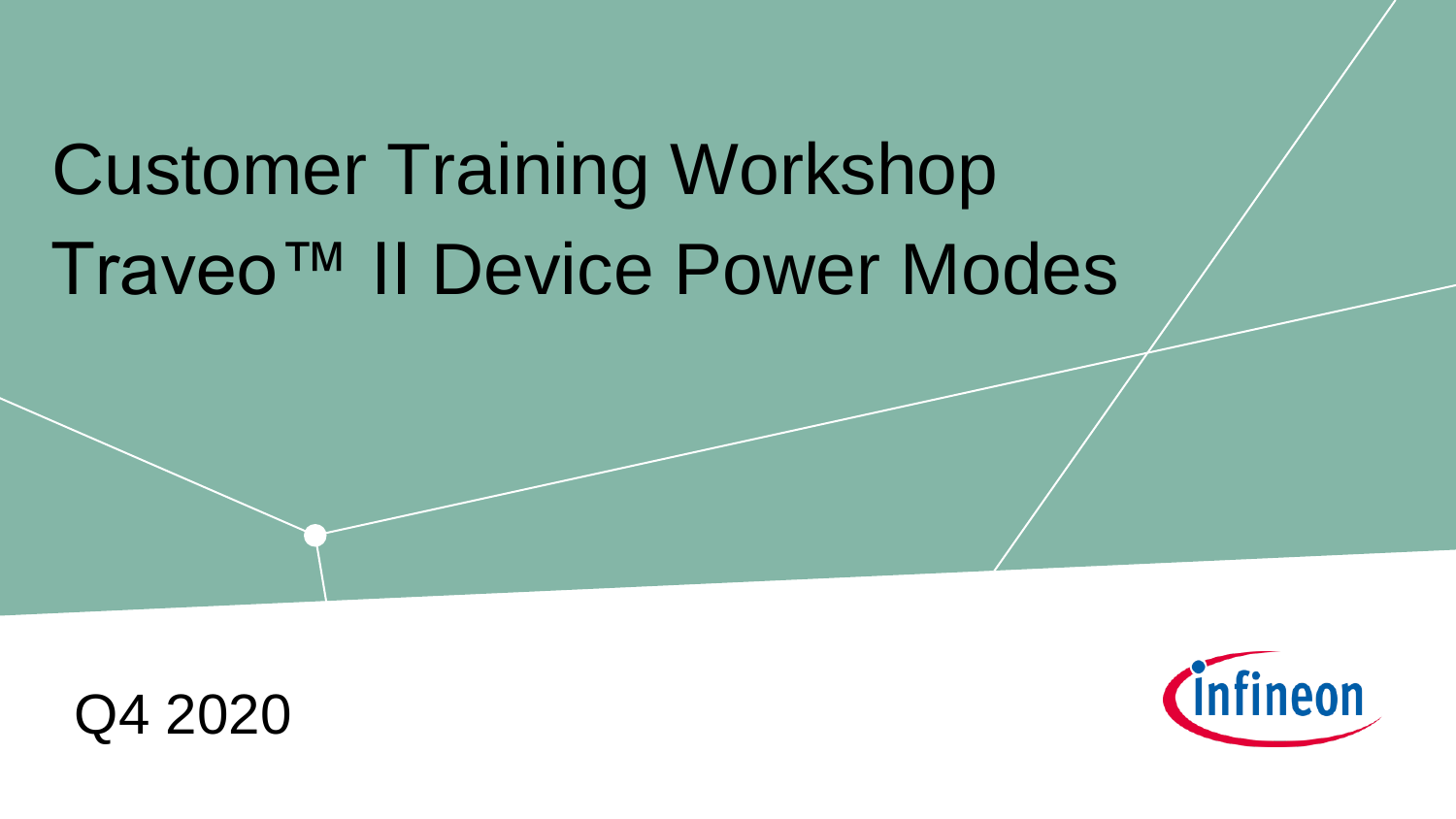# Customer Training Workshop
# Traveo™ II Device Power Modes

Q4 2020

Infineon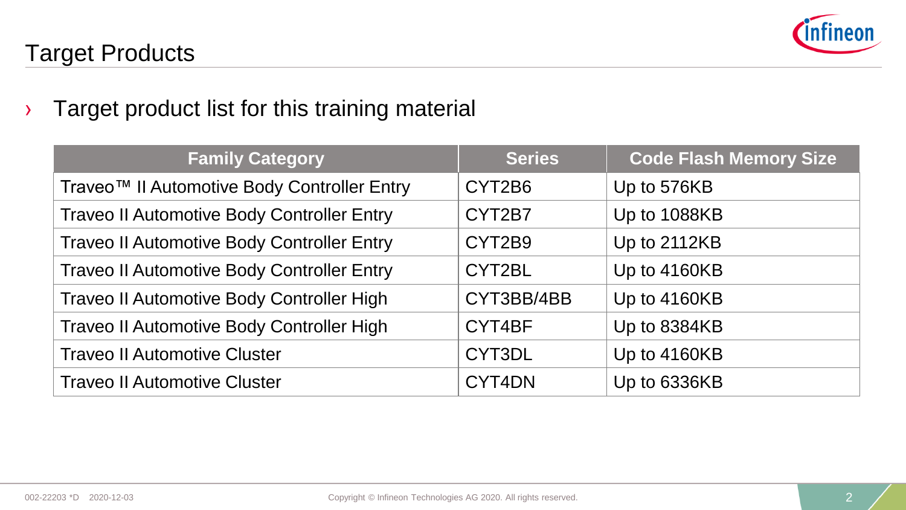# Target Products

- Target product list for this training material

| Family Category | Series | Code Flash Memory Size |
|---|---|---|
| Traveo™ II Automotive Body Controller Entry | CYT2B6 | Up to 576KB |
| Traveo II Automotive Body Controller Entry | CYT2B7 | Up to 1088KB |
| Traveo II Automotive Body Controller Entry | CYT2B9 | Up to 2112KB |
| Traveo II Automotive Body Controller Entry | CYT2BL | Up to 4160KB |
| Traveo II Automotive Body Controller High | CYT3BB/4BB | Up to 4160KB |
| Traveo II Automotive Body Controller High | CYT4BF | Up to 8384KB |
| Traveo II Automotive Cluster | CYT3DL | Up to 4160KB |
| Traveo II Automotive Cluster | CYT4DN | Up to 6336KB |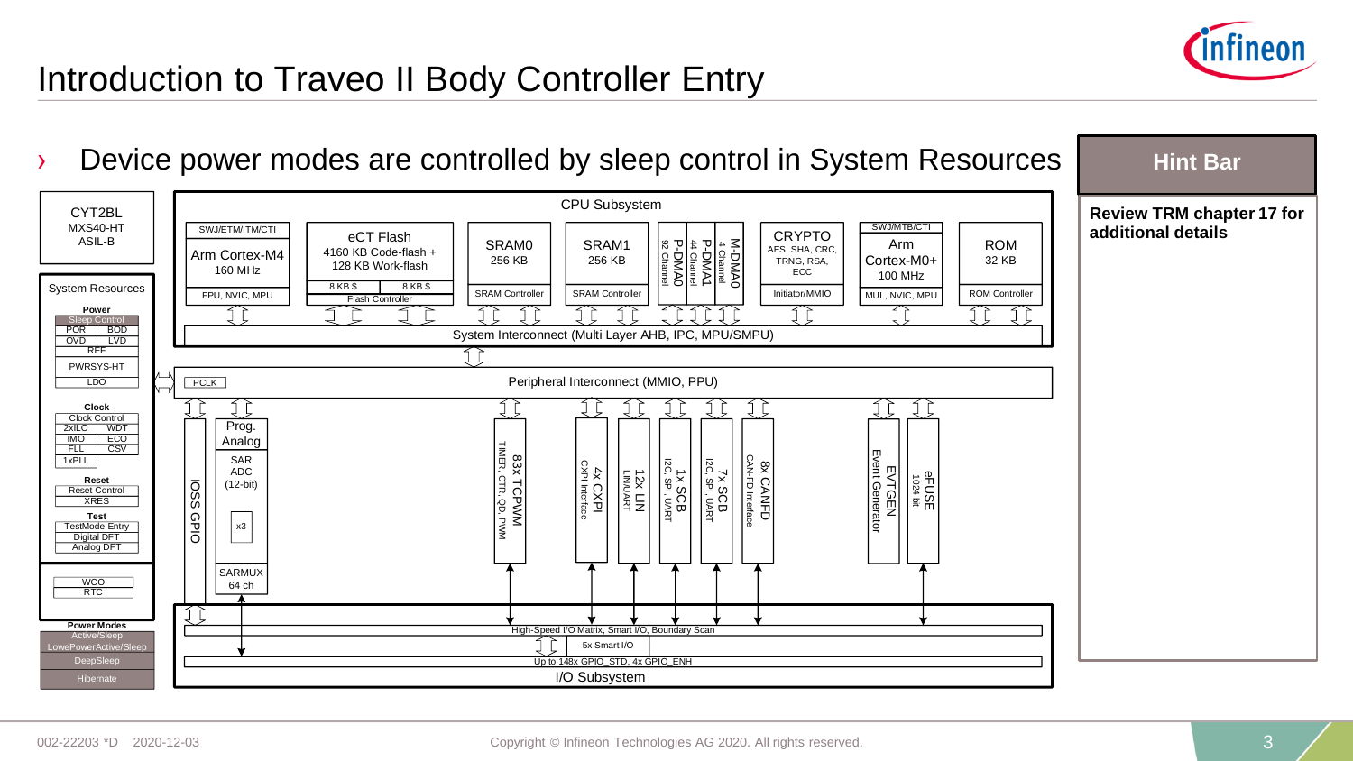# Introduction to Traveo II Body Controller Entry

› Device power modes are controlled by sleep control in System Resources

**Hint Bar**

**Review TRM chapter 17 for additional details**

CYT2BL
MXS40-HT
ASIL-B

System Resources

**Power**
- Sleep Control
- POR
- BOD
- OVD
- LVD
- REF
- PWRSYS-HT
- LDO

**Clock**
- Clock Control
- 2xILO
- WDT
- IMO
- ECO
- FLL
- CSV
- 1xPLL

**Reset**
- Reset Control
- XRES

**Test**
- TestMode Entry
- Digital DFT
- Analog DFT

- WCO
- RTC

**Power Modes**
- Active/Sleep
- LowePowerActive/Sleep
- DeepSleep
- Hibernate

CPU Subsystem

- SWJ/ETM/ITM/CTI — Arm Cortex-M4, 160 MHz — FPU, NVIC, MPU
- eCT Flash — 4160 KB Code-flash + 128 KB Work-flash — 8 KB $, 8 KB $ — Flash Controller
- SRAM0 — 256 KB — SRAM Controller
- SRAM1 — 256 KB — SRAM Controller
- P-DMA0 — 92 Channel
- P-DMA1 — 44 Channel
- M-DMA0 — 4 Channel
- CRYPTO — AES, SHA, CRC, TRNG, RSA, ECC — Initiator/MMIO
- SWJ/MTB/CTI — Arm Cortex-M0+, 100 MHz — MUL, NVIC, MPU
- ROM — 32 KB — ROM Controller

System Interconnect (Multi Layer AHB, IPC, MPU/SMPU)

Peripheral Interconnect (MMIO, PPU)

- PCLK
- IOSS GPIO
- Prog. Analog — SAR ADC (12-bit) — x3 — SARMUX 64 ch
- 83x TCPWM — TIMER, CTR, QD, PWM
- 4x CXPI — CXPI Interface
- 12x LIN — LIN/UART
- 1x SCB — I2C, SPI, UART
- 7x SCB — I2C, SPI, UART
- 8x CANFD — CAN-FD Interface
- EVTGEN — Event Generator
- eFUSE — 1024 bit

High-Speed I/O Matrix, Smart I/O, Boundary Scan

5x Smart I/O

Up to 148x GPIO_STD, 4x GPIO_ENH

I/O Subsystem

002-22203 *D 2020-12-03

Copyright © Infineon Technologies AG 2020. All rights reserved.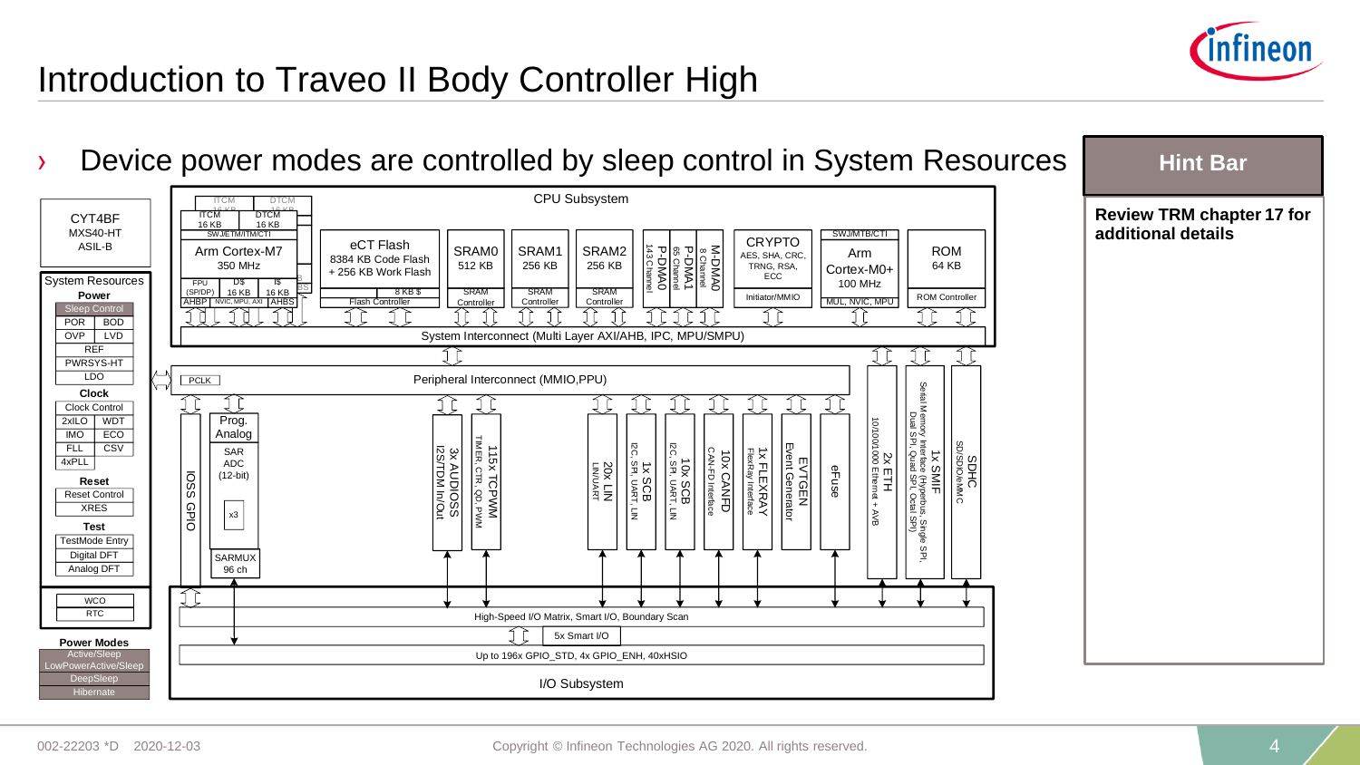# Introduction to Traveo II Body Controller High

› Device power modes are controlled by sleep control in System Resources

**Hint Bar**

**Review TRM chapter 17 for additional details**

CYT4BF
MXS40-HT
ASIL-B

**System Resources**

**Power**
- Sleep Control
- POR | BOD
- OVP | LVD
- REF
- PWRSYS-HT
- LDO

**Clock**
- Clock Control
- 2xILO | WDT
- IMO | ECO
- FLL | CSV
- 4xPLL

**Reset**
- Reset Control
- XRES

**Test**
- TestMode Entry
- Digital DFT
- Analog DFT

- WCO
- RTC

**Power Modes**
- Active/Sleep
- LowPowerActive/Sleep
- DeepSleep
- Hibernate

**CPU Subsystem**
- ITCM 16 KB | DTCM 16 KB
- SWJ/ETM/ITM/CTI
- Arm Cortex-M7 350 MHz
- FPU (SP/DP) | D$ 16 KB | I$ 16 KB
- AHBP | NVIC, MPU, AXI | AHBS
- eCT Flash: 8384 KB Code Flash + 256 KB Work Flash; 8 KB $; Flash Controller
- SRAM0 512 KB, SRAM Controller
- SRAM1 256 KB, SRAM Controller
- SRAM2 256 KB, SRAM Controller
- P-DMA0 143 Channel
- P-DMA1 65 Channel
- M-DMA0 8 Channel
- CRYPTO: AES, SHA, CRC, TRNG, RSA, ECC; Initiator/MMIO
- SWJ/MTB/CTI; Arm Cortex-M0+ 100 MHz; MUL, NVIC, MPU
- ROM 64 KB; ROM Controller

System Interconnect (Multi Layer AXI/AHB, IPC, MPU/SMPU)

PCLK — Peripheral Interconnect (MMIO,PPU)

- IOSS GPIO
- Prog. Analog: SAR ADC (12-bit) x3; SARMUX 96 ch
- 3x AUDIOSS: I2S/TDM In/Out
- 115x TCPWM: TIMER, CTR, QD, PWM
- 20x LIN: LIN/UART
- 1x SCB: I2C, SPI, UART, LIN
- 10x SCB: I2C, SPI, UART, LIN
- 10x CANFD: CAN-FD Interface
- 1x FLEXRAY: FlexRay Interface
- EVTGEN: Event Generator
- eFuse
- 2x ETH: 10/100/1000 Ethernet + AVB
- 1x SMIF: Serial Memory Interface (Hyperbus, Single SPI, Dual SPI, Quad SPI, Octal SPI)
- SDHC: SD/SDIO/eMMC

**I/O Subsystem**
- High-Speed I/O Matrix, Smart I/O, Boundary Scan
- 5x Smart I/O
- Up to 196x GPIO_STD, 4x GPIO_ENH, 40xHSIO

002-22203 *D 2020-12-03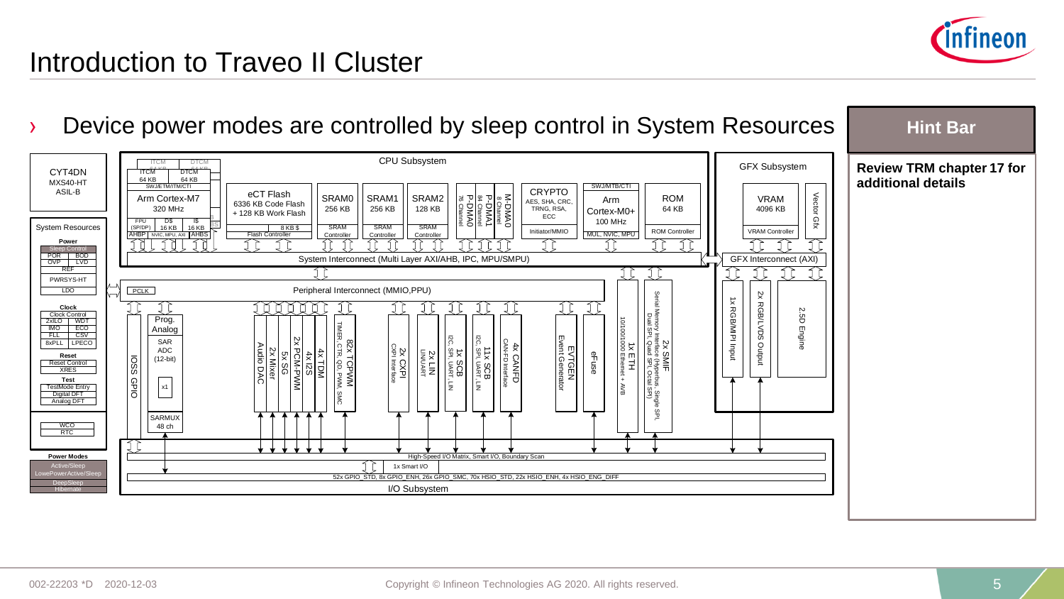# Introduction to Traveo II Cluster

› Device power modes are controlled by sleep control in System Resources

**Hint Bar**

**Review TRM chapter 17 for additional details**

CYT4DN
MXS40-HT
ASIL-B

System Resources

**Power**
Sleep Control
POR | BOD
OVP | LVD
REF
PWRSYS-HT
LDO

**Clock**
Clock Control
2xILO | WDT
IMO | ECO
FLL | CSV
8xPLL | LPECO

**Reset**
Reset Control
XRES

**Test**
TestMode Entry
Digital DFT
Analog DFT

WCO
RTC

**Power Modes**
Active/Sleep
LowePowerActive/Sleep
DeepSleep
Hibernate

CPU Subsystem

ITCM 64 KB | DTCM 64 KB
SWJ/ETM/ITM/CTI
Arm Cortex-M7 320 MHz
FPU (SP/DP) | D$ 16 KB | I$ 16 KB
AHBP | NVIC, MPU, AXI | AHBS

eCT Flash
6336 KB Code Flash + 128 KB Work Flash
8 KB $
Flash Controller

SRAM0 256 KB — SRAM Controller
SRAM1 256 KB — SRAM Controller
SRAM2 128 KB — SRAM Controller

P-DMA0 76 Channel
P-DMA1 84 Channel
M-DMA0 8 Channel

CRYPTO
AES, SHA, CRC, TRNG, RSA, ECC
Initiator/MMIO

SWJ/MTB/CTI
Arm Cortex-M0+ 100 MHz
MUL, NVIC, MPU

ROM 64 KB
ROM Controller

System Interconnect (Multi Layer AXI/AHB, IPC, MPU/SMPU)

GFX Subsystem
VRAM 4096 KB
VRAM Controller
Vector Gfx
GFX Interconnect (AXI)
1x RGB/MIPI Input
2x RGB/LVDS Output
2.5D Engine

PCLK
Peripheral Interconnect (MMIO,PPU)

IOSS GPIO
Prog. Analog
SAR ADC (12-bit)
x1
SARMUX 48 ch
Audio DAC
2x Mixer
5x SG
2x PCM-PWM
4x I2S
4x TDM
82x TCPWM — TIMER, CTR, QD, PWM, SMC
2x CXPI — CXPI Interface
2x LIN — LIN/UART
1x SCB — I2C, SPI, UART, LIN
11x SCB — I2C, SPI, UART, LIN
4x CANFD — CAN-FD Interface
EVTGEN — Event Generator
eFuse
1x ETH — 10/100/1000 Ethernet + AVB
2x SMIF — Serial Memory Interface (Hyperbus, Single SPI, Dual SPI, Quad SPI, Octal SPI)

High-Speed I/O Matrix, Smart I/O, Boundary Scan
1x Smart I/O
52x GPIO_STD, 8x GPIO_ENH, 26x GPIO_SMC, 70x HSIO_STD, 22x HSIO_ENH, 4x HSIO_ENG_DIFF
I/O Subsystem

002-22203 *D 2020-12-03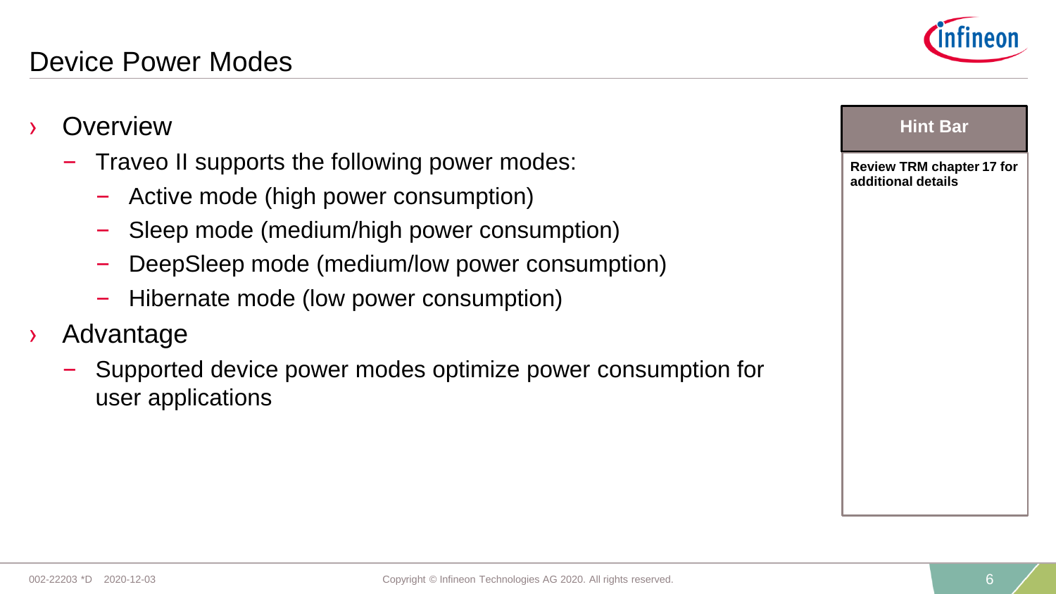# Device Power Modes

- Overview
  - Traveo II supports the following power modes:
    - Active mode (high power consumption)
    - Sleep mode (medium/high power consumption)
    - DeepSleep mode (medium/low power consumption)
    - Hibernate mode (low power consumption)
- Advantage
  - Supported device power modes optimize power consumption for user applications

**Hint Bar**

**Review TRM chapter 17 for additional details**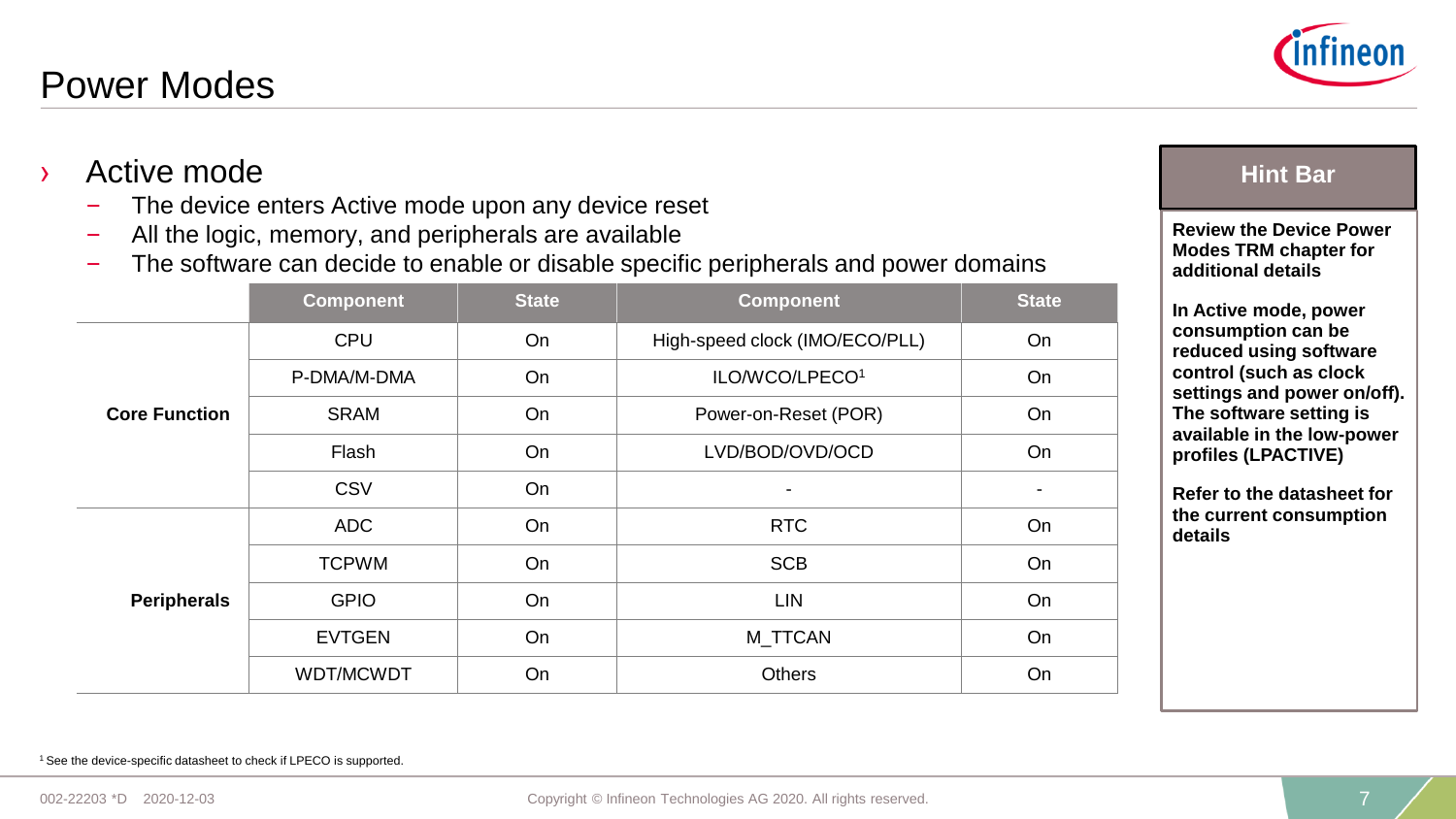# Power Modes

## Active mode

- The device enters Active mode upon any device reset
- All the logic, memory, and peripherals are available
- The software can decide to enable or disable specific peripherals and power domains

| | Component | State | Component | State |
|---|---|---|---|---|
| **Core Function** | CPU | On | High-speed clock (IMO/ECO/PLL) | On |
| | P-DMA/M-DMA | On | ILO/WCO/LPECO[1] | On |
| | SRAM | On | Power-on-Reset (POR) | On |
| | Flash | On | LVD/BOD/OVD/OCD | On |
| | CSV | On | - | - |
| **Peripherals** | ADC | On | RTC | On |
| | TCPWM | On | SCB | On |
| | GPIO | On | LIN | On |
| | EVTGEN | On | M_TTCAN | On |
| | WDT/MCWDT | On | Others | On |

**Hint Bar**

**Review the Device Power Modes TRM chapter for additional details**

**In Active mode, power consumption can be reduced using software control (such as clock settings and power on/off). The software setting is available in the low-power profiles (LPACTIVE)**

**Refer to the datasheet for the current consumption details**

[1] See the device-specific datasheet to check if LPECO is supported.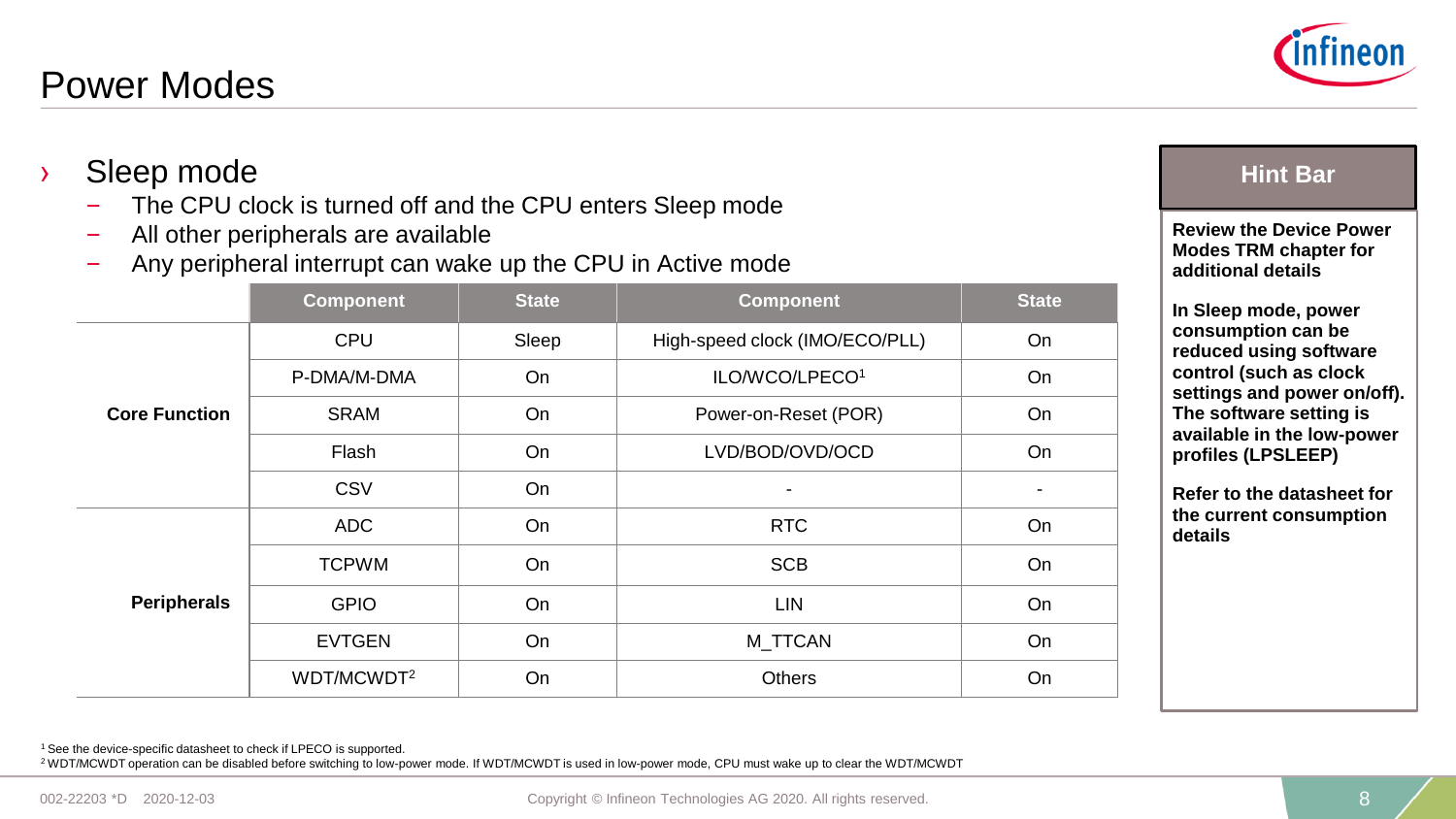# Power Modes

- Sleep mode
  - The CPU clock is turned off and the CPU enters Sleep mode
  - All other peripherals are available
  - Any peripheral interrupt can wake up the CPU in Active mode

| | Component | State | Component | State |
|---|---|---|---|---|
| **Core Function** | CPU | Sleep | High-speed clock (IMO/ECO/PLL) | On |
| | P-DMA/M-DMA | On | ILO/WCO/LPECO[1] | On |
| | SRAM | On | Power-on-Reset (POR) | On |
| | Flash | On | LVD/BOD/OVD/OCD | On |
| | CSV | On | - | - |
| **Peripherals** | ADC | On | RTC | On |
| | TCPWM | On | SCB | On |
| | GPIO | On | LIN | On |
| | EVTGEN | On | M_TTCAN | On |
| | WDT/MCWDT[2] | On | Others | On |

**Hint Bar**

**Review the Device Power Modes TRM chapter for additional details**

**In Sleep mode, power consumption can be reduced using software control (such as clock settings and power on/off). The software setting is available in the low-power profiles (LPSLEEP)**

**Refer to the datasheet for the current consumption details**

[1] See the device-specific datasheet to check if LPECO is supported.
[2] WDT/MCWDT operation can be disabled before switching to low-power mode. If WDT/MCWDT is used in low-power mode, CPU must wake up to clear the WDT/MCWDT

002-22203 *D 2020-12-03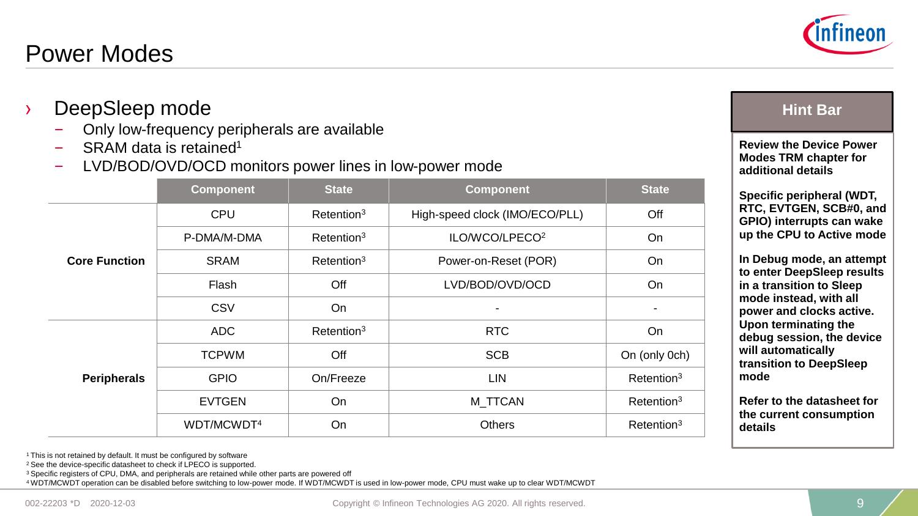# Power Modes

- DeepSleep mode
  - Only low-frequency peripherals are available
  - SRAM data is retained[1]
  - LVD/BOD/OVD/OCD monitors power lines in low-power mode

| | Component | State | Component | State |
|---|---|---|---|---|
| **Core Function** | CPU | Retention[3] | High-speed clock (IMO/ECO/PLL) | Off |
| | P-DMA/M-DMA | Retention[3] | ILO/WCO/LPECO[2] | On |
| | SRAM | Retention[3] | Power-on-Reset (POR) | On |
| | Flash | Off | LVD/BOD/OVD/OCD | On |
| | CSV | On | - | - |
| **Peripherals** | ADC | Retention[3] | RTC | On |
| | TCPWM | Off | SCB | On (only 0ch) |
| | GPIO | On/Freeze | LIN | Retention[3] |
| | EVTGEN | On | M_TTCAN | Retention[3] |
| | WDT/MCWDT[4] | On | Others | Retention[3] |

[1] This is not retained by default. It must be configured by software
[2] See the device-specific datasheet to check if LPECO is supported.
[3] Specific registers of CPU, DMA, and peripherals are retained while other parts are powered off
[4] WDT/MCWDT operation can be disabled before switching to low-power mode. If WDT/MCWDT is used in low-power mode, CPU must wake up to clear WDT/MCWDT

**Hint Bar**

**Review the Device Power Modes TRM chapter for additional details**

**Specific peripheral (WDT, RTC, EVTGEN, SCB#0, and GPIO) interrupts can wake up the CPU to Active mode**

**In Debug mode, an attempt to enter DeepSleep results in a transition to Sleep mode instead, with all power and clocks active. Upon terminating the debug session, the device will automatically transition to DeepSleep mode**

**Refer to the datasheet for the current consumption details**

002-22203 *D 2020-12-03

Copyright © Infineon Technologies AG 2020. All rights reserved.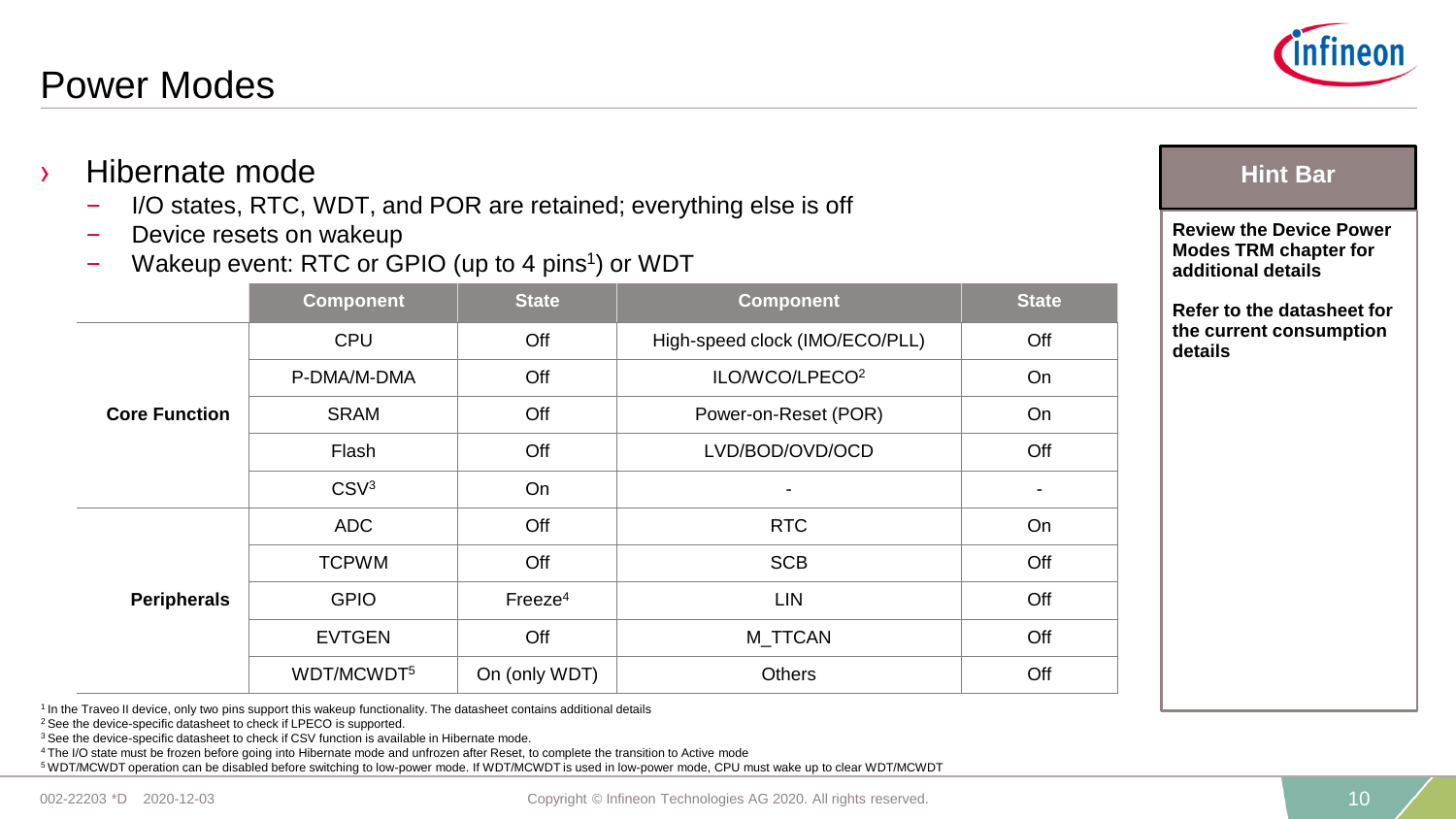# Power Modes

- Hibernate mode
  - I/O states, RTC, WDT, and POR are retained; everything else is off
  - Device resets on wakeup
  - Wakeup event: RTC or GPIO (up to 4 pins[1]) or WDT

| | Component | State | Component | State |
|---|---|---|---|---|
| **Core Function** | CPU | Off | High-speed clock (IMO/ECO/PLL) | Off |
| | P-DMA/M-DMA | Off | ILO/WCO/LPECO[2] | On |
| | SRAM | Off | Power-on-Reset (POR) | On |
| | Flash | Off | LVD/BOD/OVD/OCD | Off |
| | CSV[3] | On | - | - |
| **Peripherals** | ADC | Off | RTC | On |
| | TCPWM | Off | SCB | Off |
| | GPIO | Freeze[4] | LIN | Off |
| | EVTGEN | Off | M_TTCAN | Off |
| | WDT/MCWDT[5] | On (only WDT) | Others | Off |

[1] In the Traveo II device, only two pins support this wakeup functionality. The datasheet contains additional details

[2] See the device-specific datasheet to check if LPECO is supported.

[3] See the device-specific datasheet to check if CSV function is available in Hibernate mode.

[4] The I/O state must be frozen before going into Hibernate mode and unfrozen after Reset, to complete the transition to Active mode

[5] WDT/MCWDT operation can be disabled before switching to low-power mode. If WDT/MCWDT is used in low-power mode, CPU must wake up to clear WDT/MCWDT

**Hint Bar**

**Review the Device Power Modes TRM chapter for additional details**

**Refer to the datasheet for the current consumption details**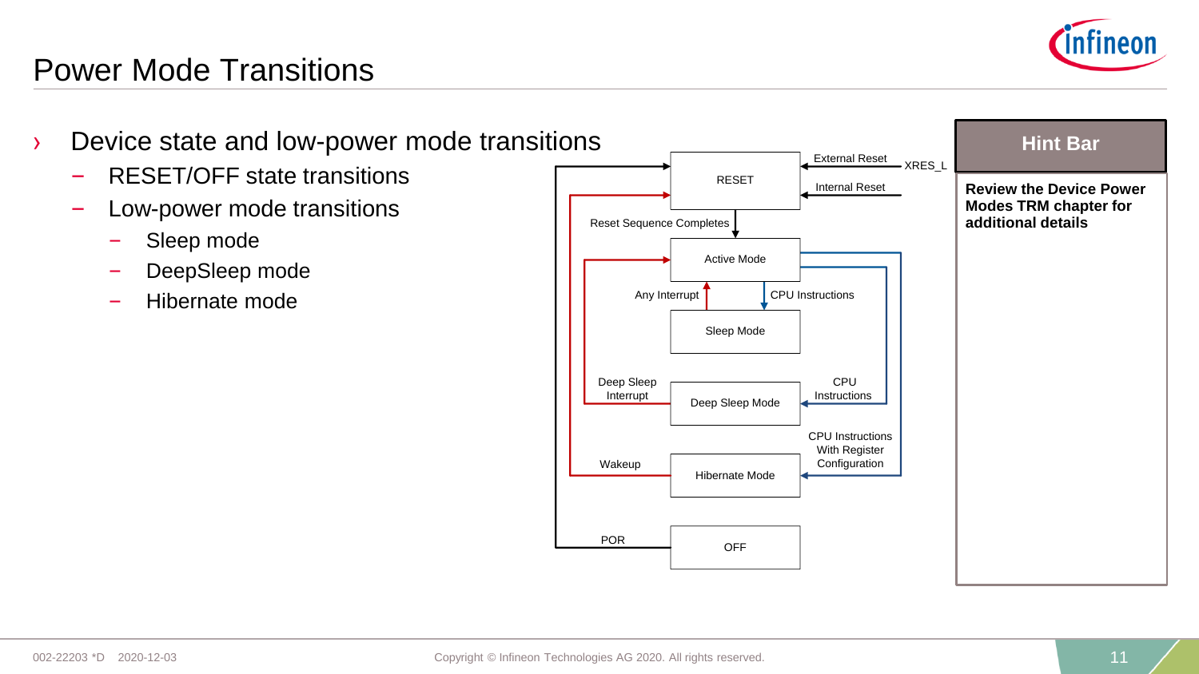# Power Mode Transitions

- Device state and low-power mode transitions
  - RESET/OFF state transitions
  - Low-power mode transitions
    - Sleep mode
    - DeepSleep mode
    - Hibernate mode

RESET

External Reset

XRES_L

Internal Reset

Reset Sequence Completes

Active Mode

Any Interrupt

CPU Instructions

Sleep Mode

Deep Sleep Interrupt

Deep Sleep Mode

CPU Instructions

CPU Instructions With Register Configuration

Wakeup

Hibernate Mode

POR

OFF

**Hint Bar**

**Review the Device Power Modes TRM chapter for additional details**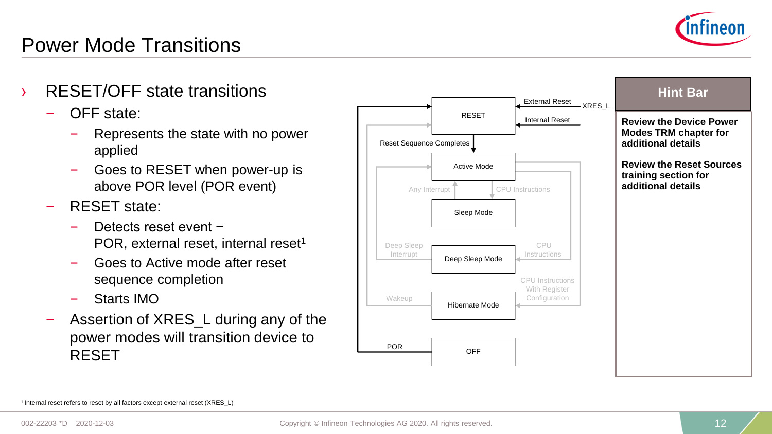# Power Mode Transitions

- RESET/OFF state transitions
  - OFF state:
    - Represents the state with no power applied
    - Goes to RESET when power-up is above POR level (POR event)
  - RESET state:
    - Detects reset event – POR, external reset, internal reset[1]
    - Goes to Active mode after reset sequence completion
    - Starts IMO
  - Assertion of XRES_L during any of the power modes will transition device to RESET

External Reset

XRES_L

Internal Reset

RESET

Reset Sequence Completes

Active Mode

Any Interrupt

CPU Instructions

Sleep Mode

Deep Sleep Interrupt

CPU Instructions

Deep Sleep Mode

CPU Instructions With Register Configuration

Wakeup

Hibernate Mode

POR

OFF

**Hint Bar**

**Review the Device Power Modes TRM chapter for additional details**

**Review the Reset Sources training section for additional details**

[1] Internal reset refers to reset by all factors except external reset (XRES_L)

002-22203 *D 2020-12-03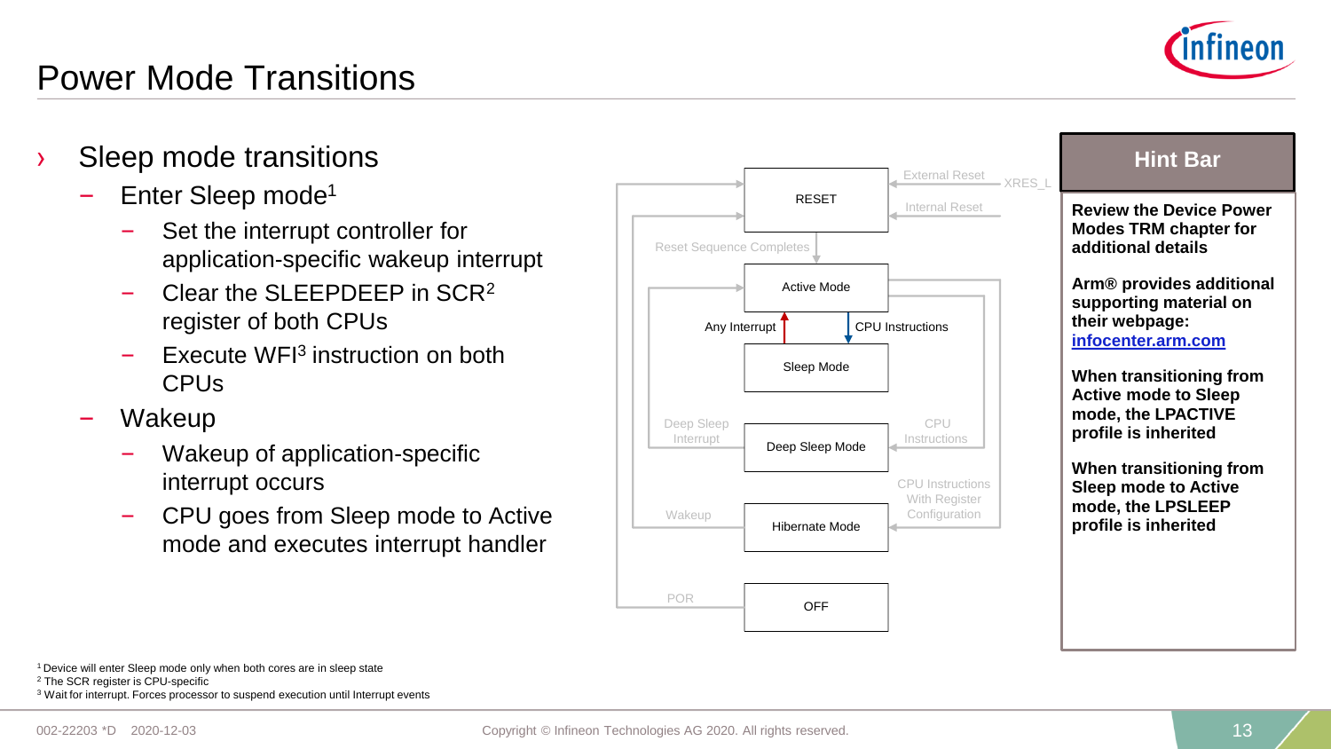# Power Mode Transitions

- Sleep mode transitions
  - Enter Sleep mode[1]
    - Set the interrupt controller for application-specific wakeup interrupt
    - Clear the SLEEPDEEP in SCR[2] register of both CPUs
    - Execute WFI[3] instruction on both CPUs
  - Wakeup
    - Wakeup of application-specific interrupt occurs
    - CPU goes from Sleep mode to Active mode and executes interrupt handler

RESET

External Reset — XRES_L

Internal Reset

Reset Sequence Completes

Active Mode

Any Interrupt

CPU Instructions

Sleep Mode

Deep Sleep Interrupt

Deep Sleep Mode

CPU Instructions

CPU Instructions With Register Configuration

Wakeup

Hibernate Mode

POR

OFF

**Hint Bar**

**Review the Device Power Modes TRM chapter for additional details**

**Arm® provides additional supporting material on their webpage: infocenter.arm.com**

**When transitioning from Active mode to Sleep mode, the LPACTIVE profile is inherited**

**When transitioning from Sleep mode to Active mode, the LPSLEEP profile is inherited**

[1] Device will enter Sleep mode only when both cores are in sleep state
[2] The SCR register is CPU-specific
[3] Wait for interrupt. Forces processor to suspend execution until Interrupt events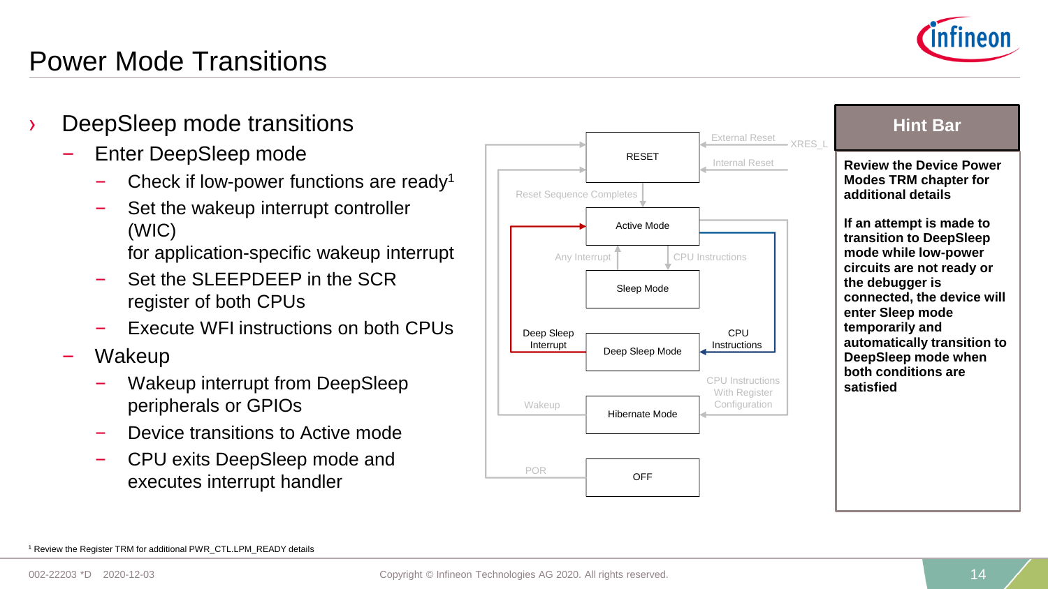# Power Mode Transitions

- DeepSleep mode transitions
  - Enter DeepSleep mode
    - Check if low-power functions are ready[1]
    - Set the wakeup interrupt controller (WIC) for application-specific wakeup interrupt
    - Set the SLEEPDEEP in the SCR register of both CPUs
    - Execute WFI instructions on both CPUs
  - Wakeup
    - Wakeup interrupt from DeepSleep peripherals or GPIOs
    - Device transitions to Active mode
    - CPU exits DeepSleep mode and executes interrupt handler

RESET | External Reset | XRES_L | Internal Reset | Reset Sequence Completes | Active Mode | Any Interrupt | CPU Instructions | Sleep Mode | Deep Sleep Interrupt | Deep Sleep Mode | CPU Instructions | CPU Instructions With Register Configuration | Wakeup | Hibernate Mode | POR | OFF

**Hint Bar**

**Review the Device Power Modes TRM chapter for additional details**

**If an attempt is made to transition to DeepSleep mode while low-power circuits are not ready or the debugger is connected, the device will enter Sleep mode temporarily and automatically transition to DeepSleep mode when both conditions are satisfied**

[1] Review the Register TRM for additional PWR_CTL.LPM_READY details

002-22203 *D 2020-12-03

Copyright © Infineon Technologies AG 2020. All rights reserved.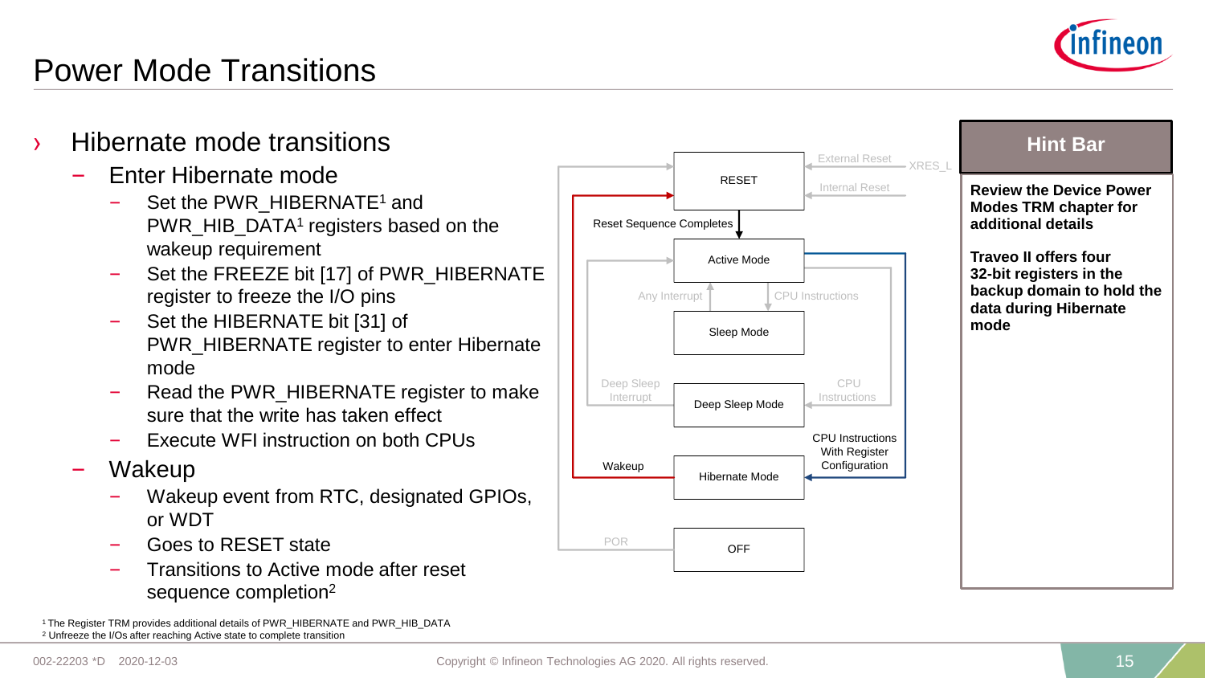# Power Mode Transitions

- Hibernate mode transitions
  - Enter Hibernate mode
    - Set the PWR_HIBERNATE[1] and PWR_HIB_DATA[1] registers based on the wakeup requirement
    - Set the FREEZE bit [17] of PWR_HIBERNATE register to freeze the I/O pins
    - Set the HIBERNATE bit [31] of PWR_HIBERNATE register to enter Hibernate mode
    - Read the PWR_HIBERNATE register to make sure that the write has taken effect
    - Execute WFI instruction on both CPUs
  - Wakeup
    - Wakeup event from RTC, designated GPIOs, or WDT
    - Goes to RESET state
    - Transitions to Active mode after reset sequence completion[2]

RESET — External Reset / XRES_L; Internal Reset

Reset Sequence Completes

Active Mode

Any Interrupt — CPU Instructions

Sleep Mode

Deep Sleep Interrupt — CPU Instructions

Deep Sleep Mode

CPU Instructions With Register Configuration

Wakeup — Hibernate Mode

POR — OFF

**Hint Bar**

**Review the Device Power Modes TRM chapter for additional details**

**Traveo II offers four 32-bit registers in the backup domain to hold the data during Hibernate mode**

[1] The Register TRM provides additional details of PWR_HIBERNATE and PWR_HIB_DATA

[2] Unfreeze the I/Os after reaching Active state to complete transition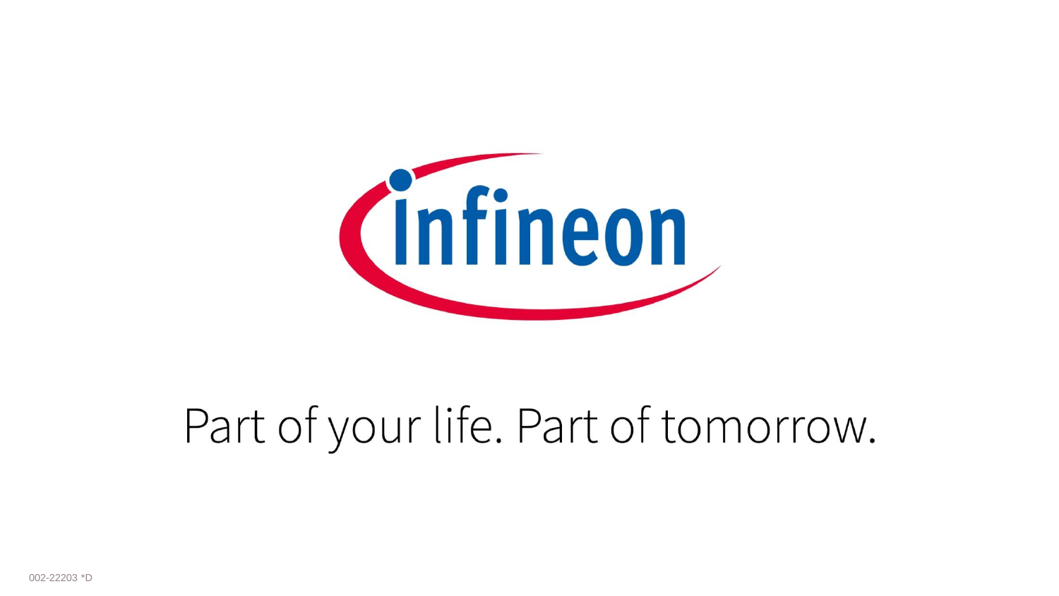Part of your life. Part of tomorrow.

002-22203 *D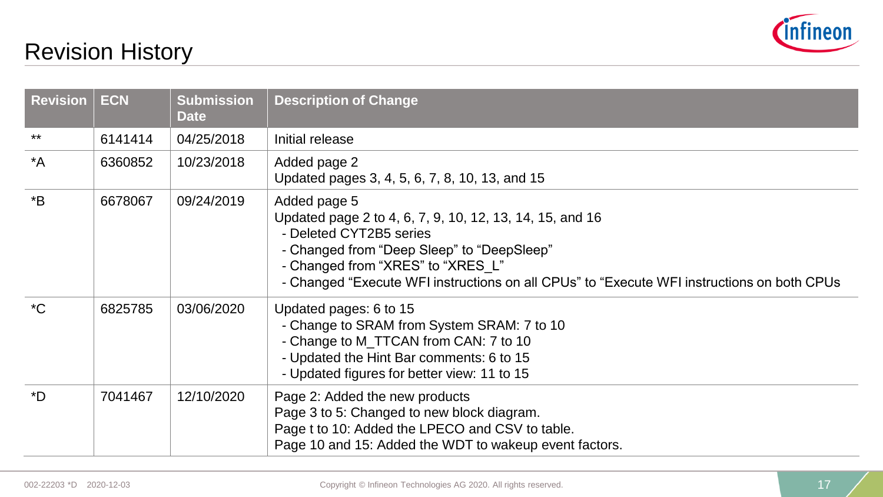# Revision History

| Revision | ECN | Submission Date | Description of Change |
|---|---|---|---|
| ** | 6141414 | 04/25/2018 | Initial release |
| *A | 6360852 | 10/23/2018 | Added page 2<br>Updated pages 3, 4, 5, 6, 7, 8, 10, 13, and 15 |
| *B | 6678067 | 09/24/2019 | Added page 5<br>Updated page 2 to 4, 6, 7, 9, 10, 12, 13, 14, 15, and 16<br>- Deleted CYT2B5 series<br>- Changed from “Deep Sleep” to “DeepSleep”<br>- Changed from “XRES” to “XRES_L”<br>- Changed “Execute WFI instructions on all CPUs” to “Execute WFI instructions on both CPUs |
| *C | 6825785 | 03/06/2020 | Updated pages: 6 to 15<br>- Change to SRAM from System SRAM: 7 to 10<br>- Change to M_TTCAN from CAN: 7 to 10<br>- Updated the Hint Bar comments: 6 to 15<br>- Updated figures for better view: 11 to 15 |
| *D | 7041467 | 12/10/2020 | Page 2: Added the new products<br>Page 3 to 5: Changed to new block diagram.<br>Page t to 10: Added the LPECO and CSV to table.<br>Page 10 and 15: Added the WDT to wakeup event factors. |

002-22203 *D 2020-12-03

Copyright © Infineon Technologies AG 2020. All rights reserved.